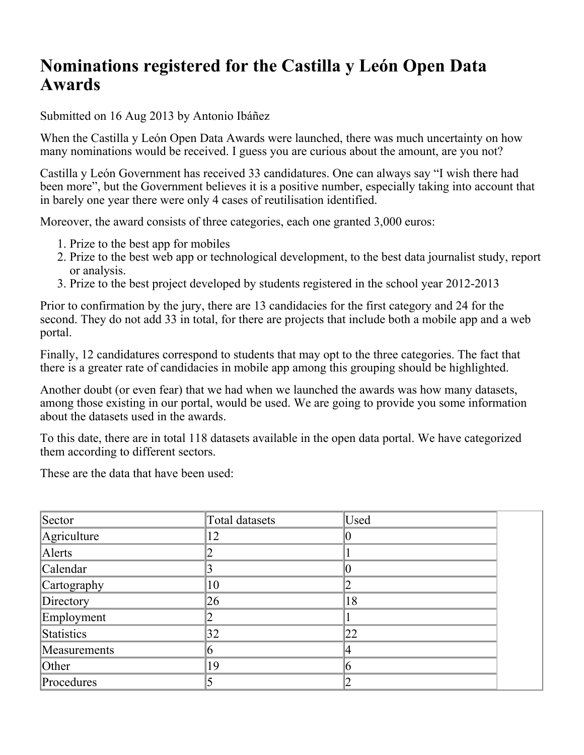# Nominations registered for the Castilla y León Open Data Awards

Submitted on 16 Aug 2013 by Antonio Ibáñez

When the Castilla y León Open Data Awards were launched, there was much uncertainty on how many nominations would be received. I guess you are curious about the amount, are you not?

Castilla y León Government has received 33 candidatures. One can always say "I wish there had been more", but the Government believes it is a positive number, especially taking into account that in barely one year there were only 4 cases of reutilisation identified.

Moreover, the award consists of three categories, each one granted 3,000 euros:

1. Prize to the best app for mobiles
2. Prize to the best web app or technological development, to the best data journalist study, report or analysis.
3. Prize to the best project developed by students registered in the school year 2012-2013

Prior to confirmation by the jury, there are 13 candidacies for the first category and 24 for the second. They do not add 33 in total, for there are projects that include both a mobile app and a web portal.

Finally, 12 candidatures correspond to students that may opt to the three categories. The fact that there is a greater rate of candidacies in mobile app among this grouping should be highlighted.

Another doubt (or even fear) that we had when we launched the awards was how many datasets, among those existing in our portal, would be used. We are going to provide you some information about the datasets used in the awards.

To this date, there are in total 118 datasets available in the open data portal. We have categorized them according to different sectors.

These are the data that have been used:

| Sector | Total datasets | Used |
|---|---|---|
| Agriculture | 12 | 0 |
| Alerts | 2 | 1 |
| Calendar | 3 | 0 |
| Cartography | 10 | 2 |
| Directory | 26 | 18 |
| Employment | 2 | 1 |
| Statistics | 32 | 22 |
| Measurements | 6 | 4 |
| Other | 19 | 6 |
| Procedures | 5 | 2 |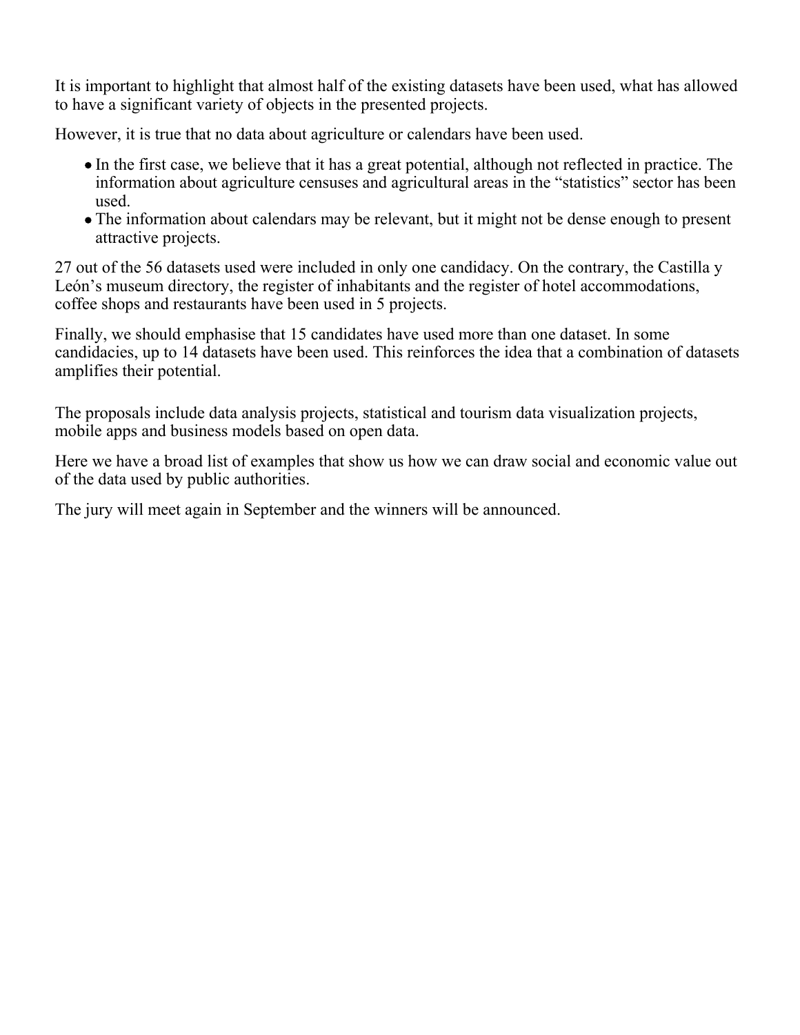It is important to highlight that almost half of the existing datasets have been used, what has allowed to have a significant variety of objects in the presented projects.

However, it is true that no data about agriculture or calendars have been used.

- In the first case, we believe that it has a great potential, although not reflected in practice. The information about agriculture censuses and agricultural areas in the "statistics" sector has been used.
- The information about calendars may be relevant, but it might not be dense enough to present attractive projects.

27 out of the 56 datasets used were included in only one candidacy. On the contrary, the Castilla y León's museum directory, the register of inhabitants and the register of hotel accommodations, coffee shops and restaurants have been used in 5 projects.

Finally, we should emphasise that 15 candidates have used more than one dataset. In some candidacies, up to 14 datasets have been used. This reinforces the idea that a combination of datasets amplifies their potential.

The proposals include data analysis projects, statistical and tourism data visualization projects, mobile apps and business models based on open data.

Here we have a broad list of examples that show us how we can draw social and economic value out of the data used by public authorities.

The jury will meet again in September and the winners will be announced.